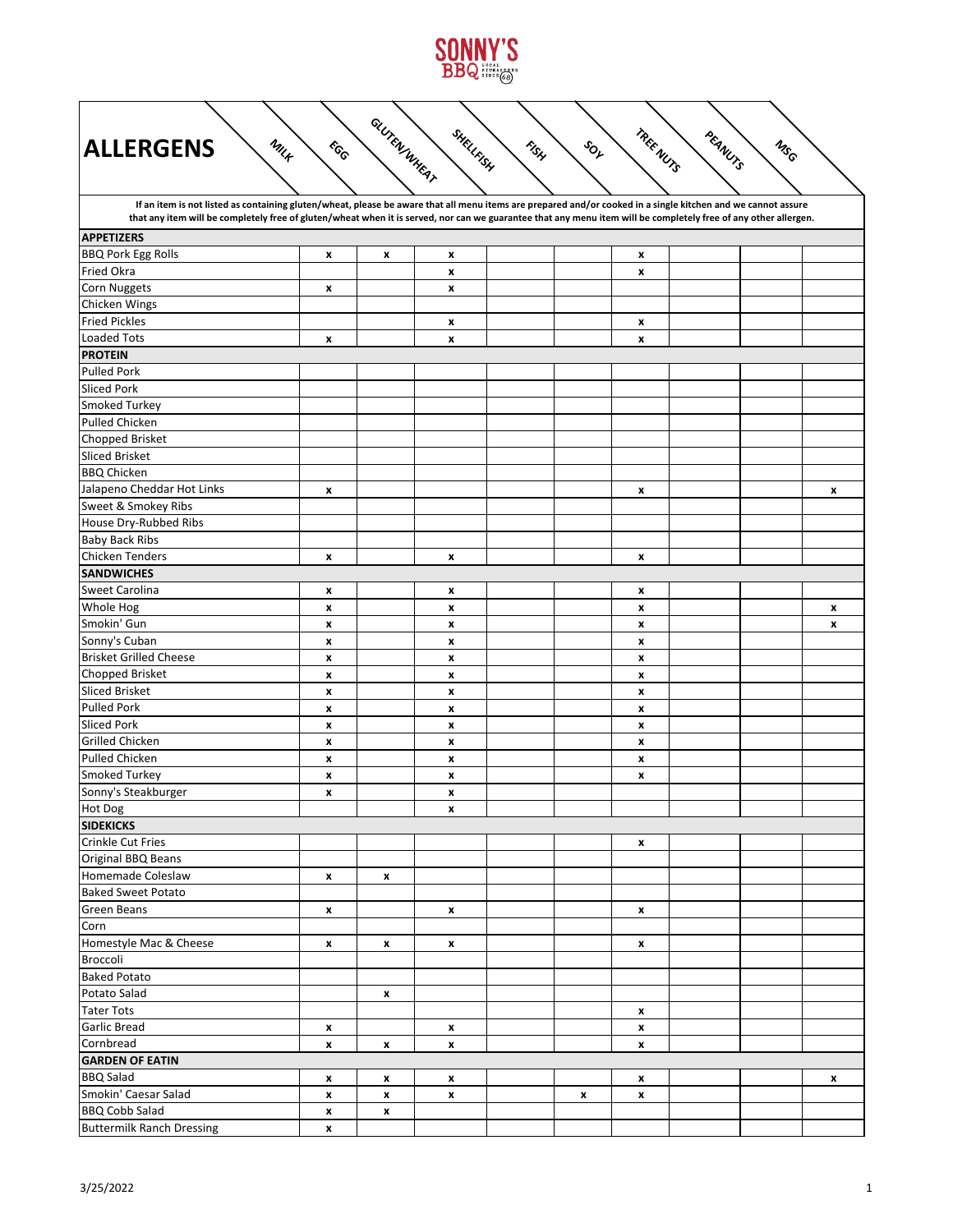# ALLERGENS

**If an item is not listed as containing gluten/wheat, please be aware that all menu items are prepared and/or cooked in a single kitchen and we cannot assure that any item will be completely free of gluten/wheat when it is served, nor can we guarantee that any menu item will be completely free of any other allergen.**

| ALLERGENS | MILK | EGG | GLUTEN/WHEAT | SHELLFISH | FISH | SOY | TREE NUTS | PEANUTS | MSG |
|---|---|---|---|---|---|---|---|---|---|
| **APPETIZERS** | | | | | | | | | |
| BBQ Pork Egg Rolls | x | x | x | | | x | | | |
| Fried Okra | | | x | | | x | | | |
| Corn Nuggets | x | | x | | | | | | |
| Chicken Wings | | | | | | | | | |
| Fried Pickles | | | x | | | x | | | |
| Loaded Tots | x | | x | | | x | | | |
| **PROTEIN** | | | | | | | | | |
| Pulled Pork | | | | | | | | | |
| Sliced Pork | | | | | | | | | |
| Smoked Turkey | | | | | | | | | |
| Pulled Chicken | | | | | | | | | |
| Chopped Brisket | | | | | | | | | |
| Sliced Brisket | | | | | | | | | |
| BBQ Chicken | | | | | | | | | |
| Jalapeno Cheddar Hot Links | x | | | | | x | | | x |
| Sweet & Smokey Ribs | | | | | | | | | |
| House Dry-Rubbed Ribs | | | | | | | | | |
| Baby Back Ribs | | | | | | | | | |
| Chicken Tenders | x | | x | | | x | | | |
| **SANDWICHES** | | | | | | | | | |
| Sweet Carolina | x | | x | | | x | | | |
| Whole Hog | x | | x | | | x | | | x |
| Smokin' Gun | x | | x | | | x | | | x |
| Sonny's Cuban | x | | x | | | x | | | |
| Brisket Grilled Cheese | x | | x | | | x | | | |
| Chopped Brisket | x | | x | | | x | | | |
| Sliced Brisket | x | | x | | | x | | | |
| Pulled Pork | x | | x | | | x | | | |
| Sliced Pork | x | | x | | | x | | | |
| Grilled Chicken | x | | x | | | x | | | |
| Pulled Chicken | x | | x | | | x | | | |
| Smoked Turkey | x | | x | | | x | | | |
| Sonny's Steakburger | x | | x | | | | | | |
| Hot Dog | | | x | | | | | | |
| **SIDEKICKS** | | | | | | | | | |
| Crinkle Cut Fries | | | | | | x | | | |
| Original BBQ Beans | | | | | | | | | |
| Homemade Coleslaw | x | x | | | | | | | |
| Baked Sweet Potato | | | | | | | | | |
| Green Beans | x | | x | | | x | | | |
| Corn | | | | | | | | | |
| Homestyle Mac & Cheese | x | x | x | | | x | | | |
| Broccoli | | | | | | | | | |
| Baked Potato | | | | | | | | | |
| Potato Salad | | x | | | | | | | |
| Tater Tots | | | | | | x | | | |
| Garlic Bread | x | | x | | | x | | | |
| Cornbread | x | x | x | | | x | | | |
| **GARDEN OF EATIN** | | | | | | | | | |
| BBQ Salad | x | x | x | | | x | | | x |
| Smokin' Caesar Salad | x | x | x | | x | x | | | |
| BBQ Cobb Salad | x | x | | | | | | | |
| Buttermilk Ranch Dressing | x | | | | | | | | |

3/25/2022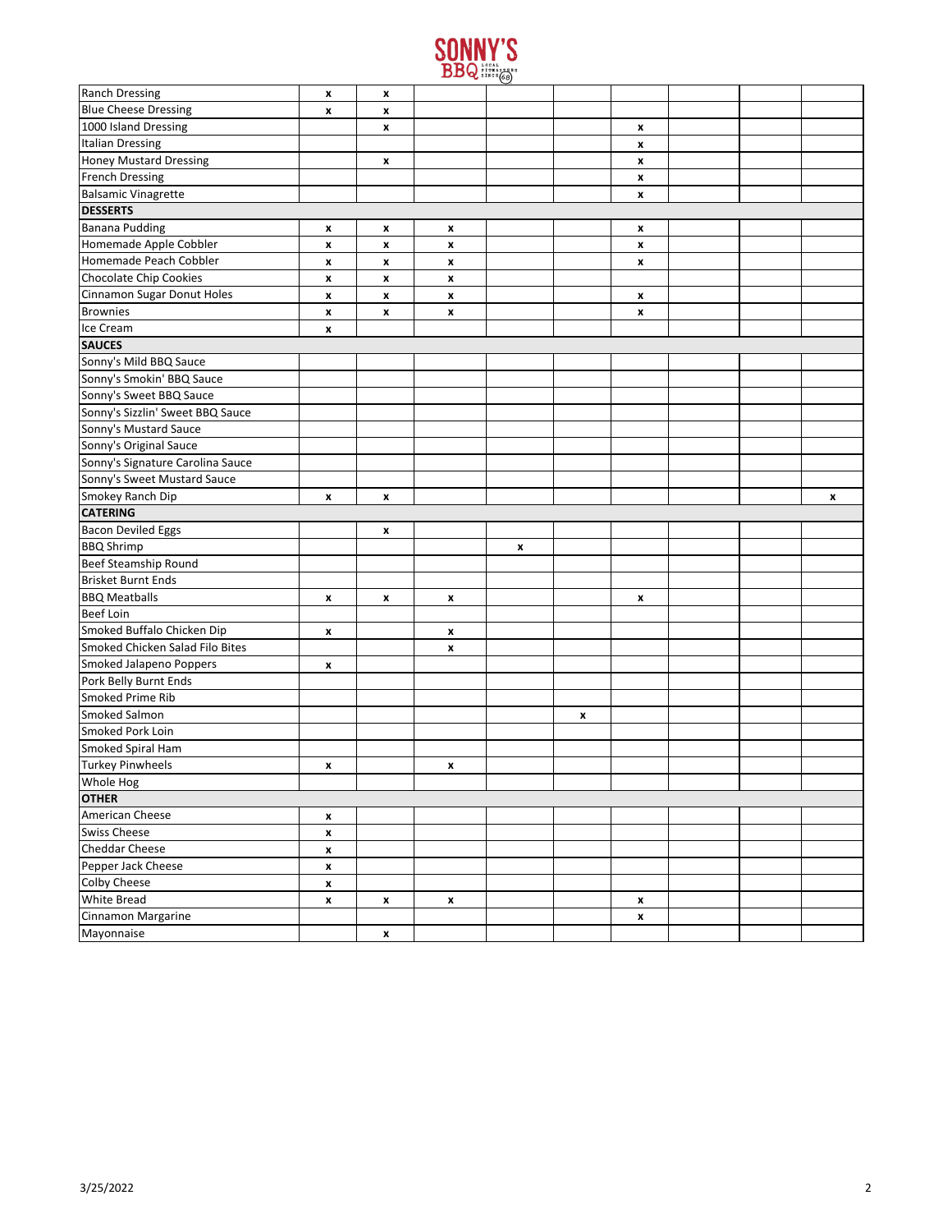| | | | | | | | | | |
|---|---|---|---|---|---|---|---|---|---|
| Ranch Dressing | x | x | | | | | | | |
| Blue Cheese Dressing | x | x | | | | | | | |
| 1000 Island Dressing | | x | | | | x | | | |
| Italian Dressing | | | | | | x | | | |
| Honey Mustard Dressing | | x | | | | x | | | |
| French Dressing | | | | | | x | | | |
| Balsamic Vinagrette | | | | | | x | | | |
| **DESSERTS** | | | | | | | | | |
| Banana Pudding | x | x | x | | | x | | | |
| Homemade Apple Cobbler | x | x | x | | | x | | | |
| Homemade Peach Cobbler | x | x | x | | | x | | | |
| Chocolate Chip Cookies | x | x | x | | | | | | |
| Cinnamon Sugar Donut Holes | x | x | x | | | x | | | |
| Brownies | x | x | x | | | x | | | |
| Ice Cream | x | | | | | | | | |
| **SAUCES** | | | | | | | | | |
| Sonny's Mild BBQ Sauce | | | | | | | | | |
| Sonny's Smokin' BBQ Sauce | | | | | | | | | |
| Sonny's Sweet BBQ Sauce | | | | | | | | | |
| Sonny's Sizzlin' Sweet BBQ Sauce | | | | | | | | | |
| Sonny's Mustard Sauce | | | | | | | | | |
| Sonny's Original Sauce | | | | | | | | | |
| Sonny's Signature Carolina Sauce | | | | | | | | | |
| Sonny's Sweet Mustard Sauce | | | | | | | | | |
| Smokey Ranch Dip | x | x | | | | | | | x |
| **CATERING** | | | | | | | | | |
| Bacon Deviled Eggs | | x | | | | | | | |
| BBQ Shrimp | | | | x | | | | | |
| Beef Steamship Round | | | | | | | | | |
| Brisket Burnt Ends | | | | | | | | | |
| BBQ Meatballs | x | x | x | | | x | | | |
| Beef Loin | | | | | | | | | |
| Smoked Buffalo Chicken Dip | x | | x | | | | | | |
| Smoked Chicken Salad Filo Bites | | | x | | | | | | |
| Smoked Jalapeno Poppers | x | | | | | | | | |
| Pork Belly Burnt Ends | | | | | | | | | |
| Smoked Prime Rib | | | | | | | | | |
| Smoked Salmon | | | | | x | | | | |
| Smoked Pork Loin | | | | | | | | | |
| Smoked Spiral Ham | | | | | | | | | |
| Turkey Pinwheels | x | | x | | | | | | |
| Whole Hog | | | | | | | | | |
| **OTHER** | | | | | | | | | |
| American Cheese | x | | | | | | | | |
| Swiss Cheese | x | | | | | | | | |
| Cheddar Cheese | x | | | | | | | | |
| Pepper Jack Cheese | x | | | | | | | | |
| Colby Cheese | x | | | | | | | | |
| White Bread | x | x | x | | | x | | | |
| Cinnamon Margarine | | | | | | x | | | |
| Mayonnaise | | x | | | | | | | |

3/25/2022